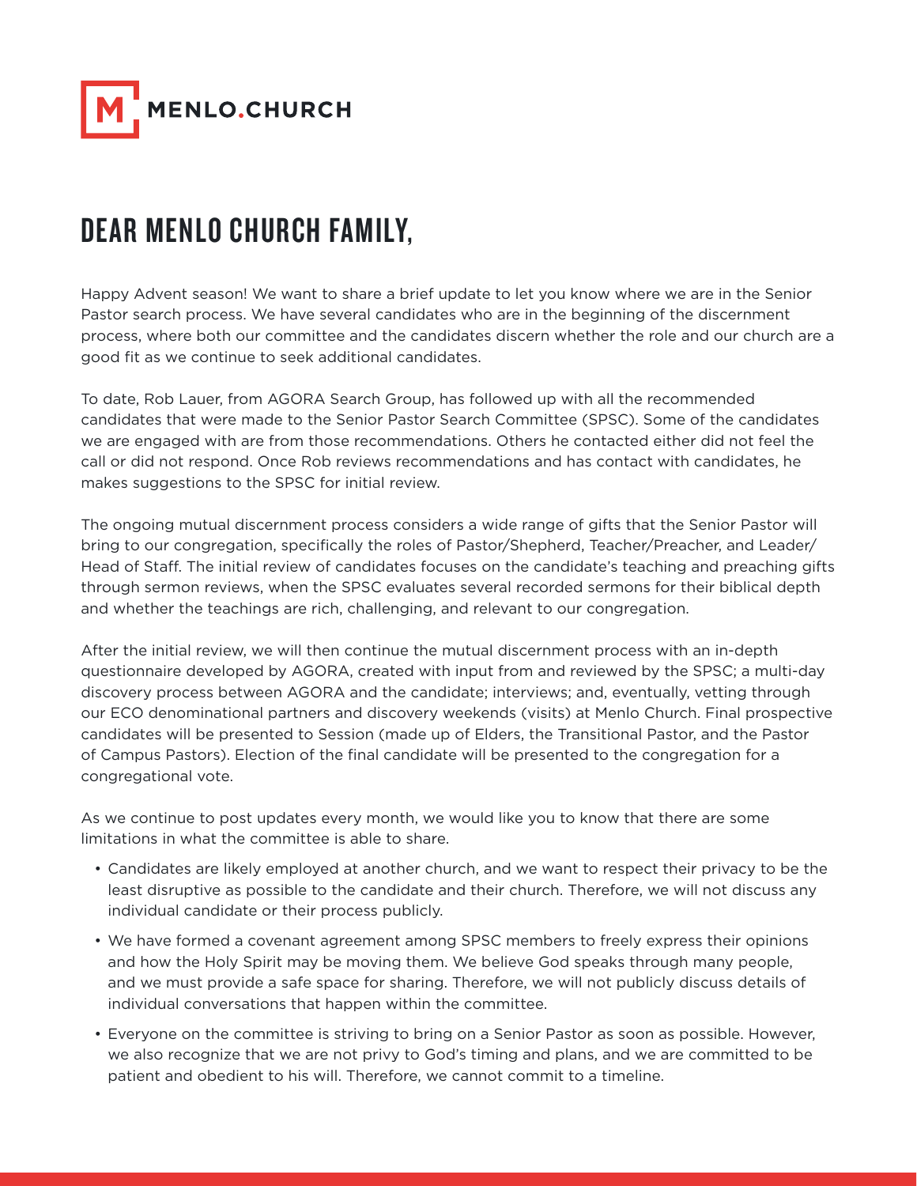MENLO.CHURCH

# DEAR MENLO CHURCH FAMILY,

Happy Advent season! We want to share a brief update to let you know where we are in the Senior Pastor search process. We have several candidates who are in the beginning of the discernment process, where both our committee and the candidates discern whether the role and our church are a good fit as we continue to seek additional candidates.

To date, Rob Lauer, from AGORA Search Group, has followed up with all the recommended candidates that were made to the Senior Pastor Search Committee (SPSC). Some of the candidates we are engaged with are from those recommendations. Others he contacted either did not feel the call or did not respond. Once Rob reviews recommendations and has contact with candidates, he makes suggestions to the SPSC for initial review.

The ongoing mutual discernment process considers a wide range of gifts that the Senior Pastor will bring to our congregation, specifically the roles of Pastor/Shepherd, Teacher/Preacher, and Leader/Head of Staff. The initial review of candidates focuses on the candidate's teaching and preaching gifts through sermon reviews, when the SPSC evaluates several recorded sermons for their biblical depth and whether the teachings are rich, challenging, and relevant to our congregation.

After the initial review, we will then continue the mutual discernment process with an in-depth questionnaire developed by AGORA, created with input from and reviewed by the SPSC; a multi-day discovery process between AGORA and the candidate; interviews; and, eventually, vetting through our ECO denominational partners and discovery weekends (visits) at Menlo Church. Final prospective candidates will be presented to Session (made up of Elders, the Transitional Pastor, and the Pastor of Campus Pastors). Election of the final candidate will be presented to the congregation for a congregational vote.

As we continue to post updates every month, we would like you to know that there are some limitations in what the committee is able to share.

- Candidates are likely employed at another church, and we want to respect their privacy to be the least disruptive as possible to the candidate and their church. Therefore, we will not discuss any individual candidate or their process publicly.
- We have formed a covenant agreement among SPSC members to freely express their opinions and how the Holy Spirit may be moving them. We believe God speaks through many people, and we must provide a safe space for sharing. Therefore, we will not publicly discuss details of individual conversations that happen within the committee.
- Everyone on the committee is striving to bring on a Senior Pastor as soon as possible. However, we also recognize that we are not privy to God's timing and plans, and we are committed to be patient and obedient to his will. Therefore, we cannot commit to a timeline.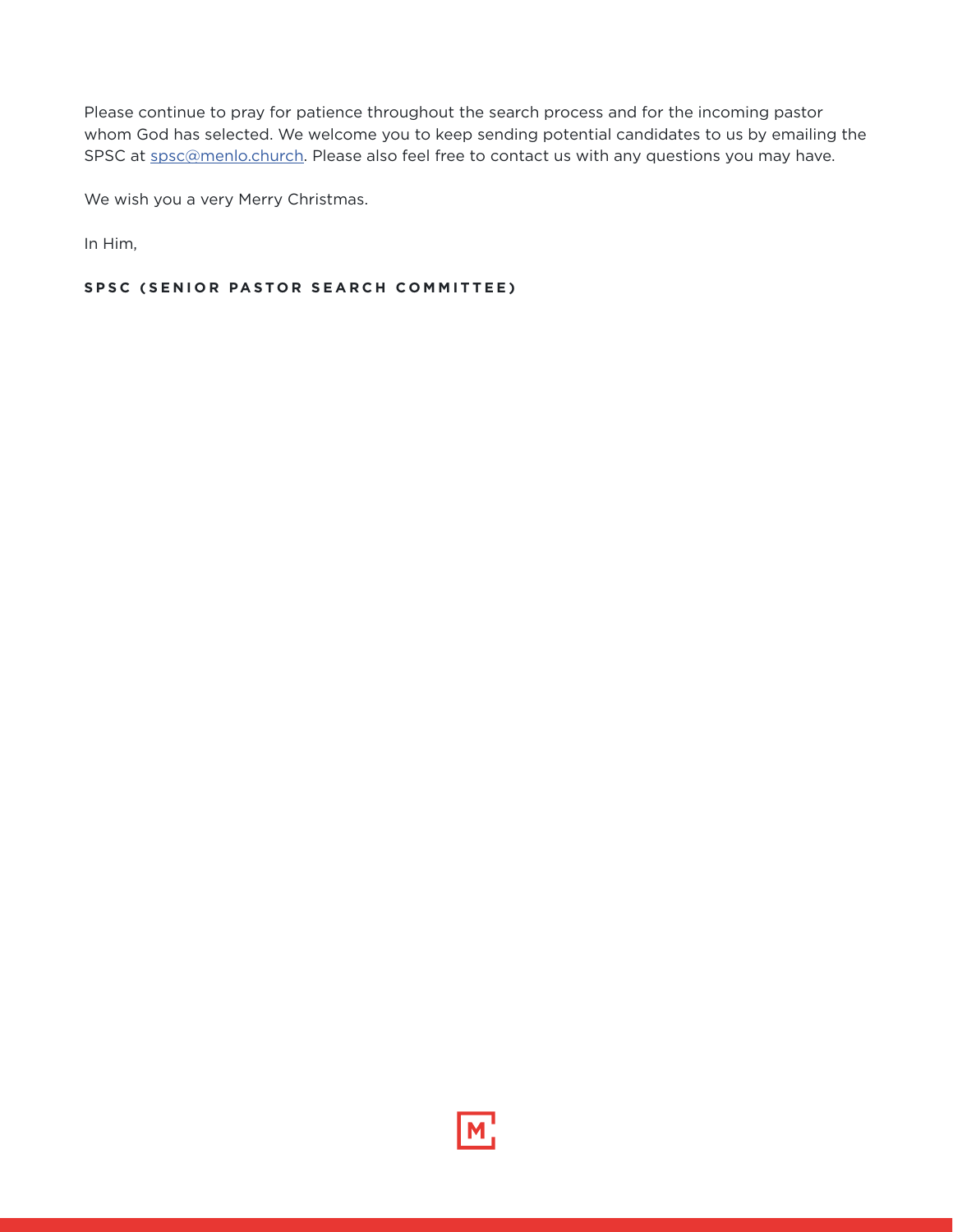Please continue to pray for patience throughout the search process and for the incoming pastor whom God has selected. We welcome you to keep sending potential candidates to us by emailing the SPSC at spsc@menlo.church. Please also feel free to contact us with any questions you may have.

We wish you a very Merry Christmas.

In Him,

**SPSC (SENIOR PASTOR SEARCH COMMITTEE)**